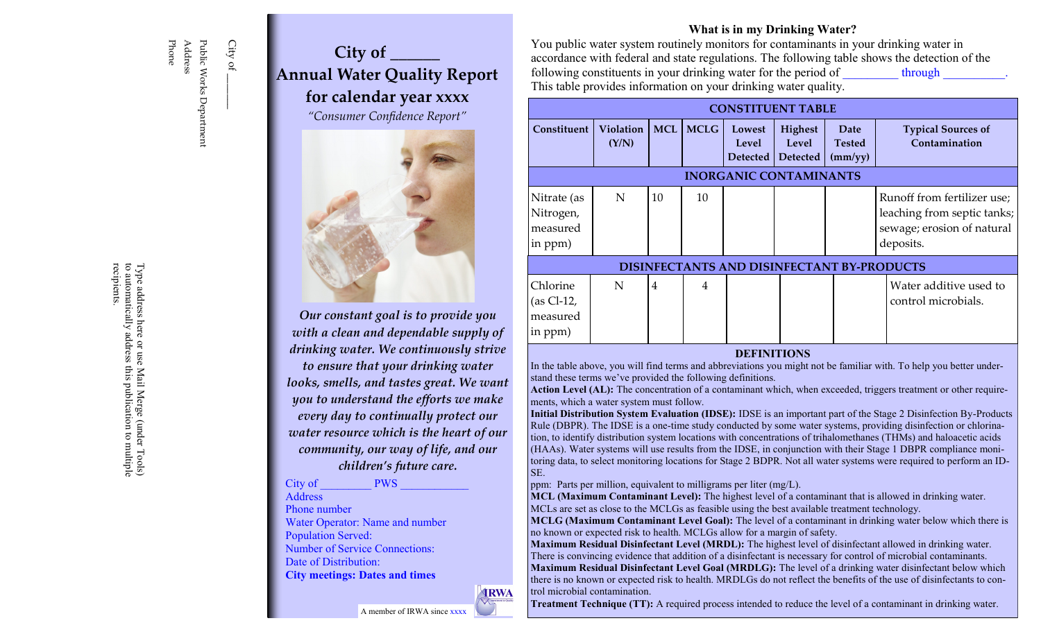City of ______

Public Works Department

Address

Phone

Type address here or use Mail Merge (under Tools) to automatically address this publication to multiple recipients.

# City of ______
# Annual Water Quality Report
# for calendar year xxxx

*"Consumer Confidence Report"*

***Our constant goal is to provide you with a clean and dependable supply of drinking water. We continuously strive to ensure that your drinking water looks, smells, and tastes great. We want you to understand the efforts we make every day to continually protect our water resource which is the heart of our community, our way of life, and our children's future care.***

City of ________ PWS ___________

Address

Phone number

Water Operator: Name and number

Population Served:

Number of Service Connections:

Date of Distribution:

**City meetings: Dates and times**

A member of IRWA since xxxx

## What is in my Drinking Water?

You public water system routinely monitors for contaminants in your drinking water in accordance with federal and state regulations. The following table shows the detection of the following constituents in your drinking water for the period of ________ through _________. This table provides information on your drinking water quality.

| CONSTITUENT TABLE | | | | | | | |
|---|---|---|---|---|---|---|---|
| **Constituent** | **Violation (Y/N)** | **MCL** | **MCLG** | **Lowest Level Detected** | **Highest Level Detected** | **Date Tested (mm/yy)** | **Typical Sources of Contamination** |
| **INORGANIC CONTAMINANTS** | | | | | | | |
| Nitrate (as Nitrogen, measured in ppm) | N | 10 | 10 | | | | Runoff from fertilizer use; leaching from septic tanks; sewage; erosion of natural deposits. |
| **DISINFECTANTS AND DISINFECTANT BY-PRODUCTS** | | | | | | | |
| Chlorine (as Cl-12, measured in ppm) | N | 4 | 4 | | | | Water additive used to control microbials. |

### DEFINITIONS

In the table above, you will find terms and abbreviations you might not be familiar with. To help you better understand these terms we've provided the following definitions.

**Action Level (AL):** The concentration of a contaminant which, when exceeded, triggers treatment or other requirements, which a water system must follow.

**Initial Distribution System Evaluation (IDSE):** IDSE is an important part of the Stage 2 Disinfection By-Products Rule (DBPR). The IDSE is a one-time study conducted by some water systems, providing disinfection or chlorination, to identify distribution system locations with concentrations of trihalomethanes (THMs) and haloacetic acids (HAAs). Water systems will use results from the IDSE, in conjunction with their Stage 1 DBPR compliance monitoring data, to select monitoring locations for Stage 2 BDPR. Not all water systems were required to perform an IDSE.

ppm: Parts per million, equivalent to milligrams per liter (mg/L).

**MCL (Maximum Contaminant Level):** The highest level of a contaminant that is allowed in drinking water. MCLs are set as close to the MCLGs as feasible using the best available treatment technology.

**MCLG (Maximum Contaminant Level Goal):** The level of a contaminant in drinking water below which there is no known or expected risk to health. MCLGs allow for a margin of safety.

**Maximum Residual Disinfectant Level (MRDL):** The highest level of disinfectant allowed in drinking water. There is convincing evidence that addition of a disinfectant is necessary for control of microbial contaminants.

**Maximum Residual Disinfectant Level Goal (MRDLG):** The level of a drinking water disinfectant below which there is no known or expected risk to health. MRDLGs do not reflect the benefits of the use of disinfectants to control microbial contamination.

**Treatment Technique (TT):** A required process intended to reduce the level of a contaminant in drinking water.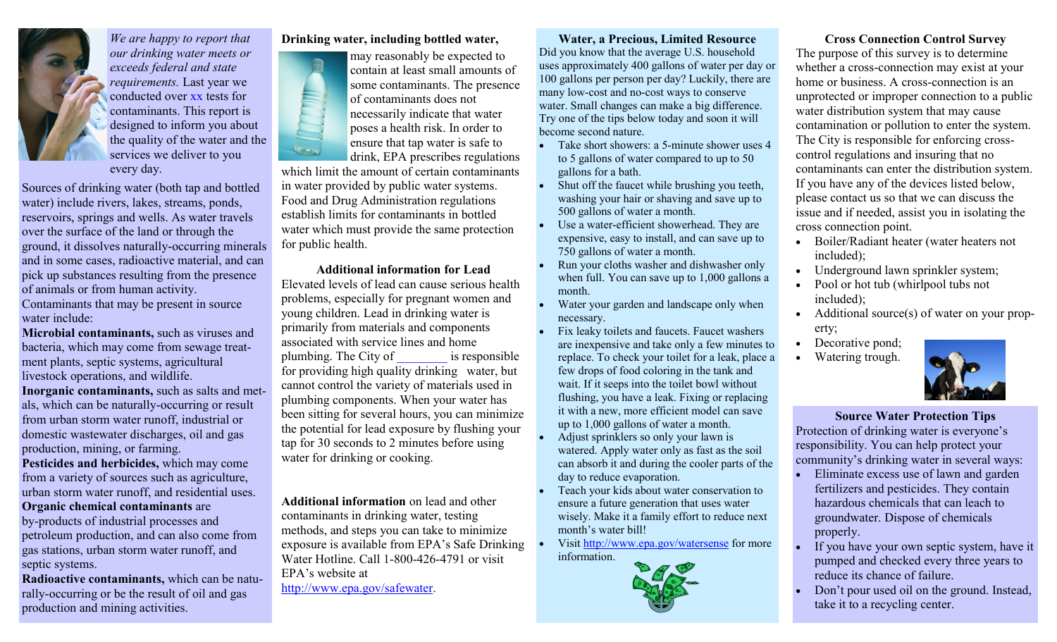*We are happy to report that our drinking water meets or exceeds federal and state requirements.* Last year we conducted over xx tests for contaminants. This report is designed to inform you about the quality of the water and the services we deliver to you every day.

Sources of drinking water (both tap and bottled water) include rivers, lakes, streams, ponds, reservoirs, springs and wells. As water travels over the surface of the land or through the ground, it dissolves naturally-occurring minerals and in some cases, radioactive material, and can pick up substances resulting from the presence of animals or from human activity.

Contaminants that may be present in source water include:

**Microbial contaminants,** such as viruses and bacteria, which may come from sewage treatment plants, septic systems, agricultural livestock operations, and wildlife.

**Inorganic contaminants,** such as salts and metals, which can be naturally-occurring or result from urban storm water runoff, industrial or domestic wastewater discharges, oil and gas production, mining, or farming.

**Pesticides and herbicides,** which may come from a variety of sources such as agriculture, urban storm water runoff, and residential uses.

**Organic chemical contaminants** are by-products of industrial processes and petroleum production, and can also come from gas stations, urban storm water runoff, and septic systems.

**Radioactive contaminants,** which can be naturally-occurring or be the result of oil and gas production and mining activities.

**Drinking water, including bottled water,** may reasonably be expected to contain at least small amounts of some contaminants. The presence of contaminants does not necessarily indicate that water poses a health risk. In order to ensure that tap water is safe to drink, EPA prescribes regulations which limit the amount of certain contaminants in water provided by public water systems. Food and Drug Administration regulations establish limits for contaminants in bottled water which must provide the same protection for public health.

### Additional information for Lead

Elevated levels of lead can cause serious health problems, especially for pregnant women and young children. Lead in drinking water is primarily from materials and components associated with service lines and home plumbing. The City of ________ is responsible for providing high quality drinking water, but cannot control the variety of materials used in plumbing components. When your water has been sitting for several hours, you can minimize the potential for lead exposure by flushing your tap for 30 seconds to 2 minutes before using water for drinking or cooking.

**Additional information** on lead and other contaminants in drinking water, testing methods, and steps you can take to minimize exposure is available from EPA's Safe Drinking Water Hotline. Call 1-800-426-4791 or visit EPA's website at http://www.epa.gov/safewater.

### Water, a Precious, Limited Resource

Did you know that the average U.S. household uses approximately 400 gallons of water per day or 100 gallons per person per day? Luckily, there are many low-cost and no-cost ways to conserve water. Small changes can make a big difference. Try one of the tips below today and soon it will become second nature.

- Take short showers: a 5-minute shower uses 4 to 5 gallons of water compared to up to 50 gallons for a bath.
- Shut off the faucet while brushing you teeth, washing your hair or shaving and save up to 500 gallons of water a month.
- Use a water-efficient showerhead. They are expensive, easy to install, and can save up to 750 gallons of water a month.
- Run your cloths washer and dishwasher only when full. You can save up to 1,000 gallons a month.
- Water your garden and landscape only when necessary.
- Fix leaky toilets and faucets. Faucet washers are inexpensive and take only a few minutes to replace. To check your toilet for a leak, place a few drops of food coloring in the tank and wait. If it seeps into the toilet bowl without flushing, you have a leak. Fixing or replacing it with a new, more efficient model can save up to 1,000 gallons of water a month.
- Adjust sprinklers so only your lawn is watered. Apply water only as fast as the soil can absorb it and during the cooler parts of the day to reduce evaporation.
- Teach your kids about water conservation to ensure a future generation that uses water wisely. Make it a family effort to reduce next month's water bill!
- Visit http://www.epa.gov/watersense for more information.

### Cross Connection Control Survey

The purpose of this survey is to determine whether a cross-connection may exist at your home or business. A cross-connection is an unprotected or improper connection to a public water distribution system that may cause contamination or pollution to enter the system. The City is responsible for enforcing cross-control regulations and insuring that no contaminants can enter the distribution system. If you have any of the devices listed below, please contact us so that we can discuss the issue and if needed, assist you in isolating the cross connection point.

- Boiler/Radiant heater (water heaters not included);
- Underground lawn sprinkler system;
- Pool or hot tub (whirlpool tubs not included);
- Additional source(s) of water on your property;
- Decorative pond;
- Watering trough.

### Source Water Protection Tips

Protection of drinking water is everyone's responsibility. You can help protect your community's drinking water in several ways:

- Eliminate excess use of lawn and garden fertilizers and pesticides. They contain hazardous chemicals that can leach to groundwater. Dispose of chemicals properly.
- If you have your own septic system, have it pumped and checked every three years to reduce its chance of failure.
- Don't pour used oil on the ground. Instead, take it to a recycling center.